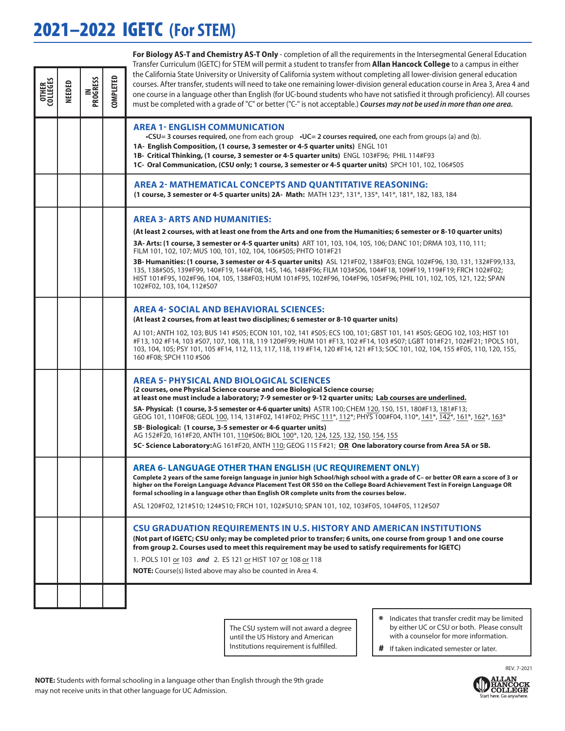# 2021–2022 IGETC (For STEM)

**For Biology AS-T and Chemistry AS-T Only** - completion of all the requirements in the Intersegmental General Education Transfer Curriculum (IGETC) for STEM will permit a student to transfer from **Allan Hancock College** to a campus in either the California State University or University of California system without completing all lower-division general education courses. After transfer, students will need to take one remaining lower-division general education course in Area 3, Area 4 and one course in a language other than English (for UC-bound students who have not satisfied it through proficiency). All courses must be completed with a grade of "C" or better ("C-" is not acceptable.) ***Courses may not be used in more than one area.***

| OTHER COLLEGES | NEEDED | IN PROGRESS | COMPLETED | |
|---|---|---|---|---|
| | | | | **AREA 1- ENGLISH COMMUNICATION**<br>•**CSU= 3 courses required,** one from each group •**UC= 2 courses required,** one each from groups (a) and (b).<br>**1A- English Composition, (1 course, 3 semester or 4-5 quarter units)** ENGL 101<br>**1B- Critical Thinking, (1 course, 3 semester or 4-5 quarter units)** ENGL 103#F96; PHIL 114#F93<br>**1C- Oral Communication, (CSU only; 1 course, 3 semester or 4-5 quarter units)** SPCH 101, 102, 106#S05 |
| | | | | **AREA 2- MATHEMATICAL CONCEPTS AND QUANTITATIVE REASONING:**<br>**(1 course, 3 semester or 4-5 quarter units) 2A- Math:** MATH 123*, 131*, 135*, 141*, 181*, 182, 183, 184 |
| | | | | **AREA 3- ARTS AND HUMANITIES:**<br>**(At least 2 courses, with at least one from the Arts and one from the Humanities; 6 semester or 8-10 quarter units)**<br>**3A- Arts: (1 course, 3 semester or 4-5 quarter units)** ART 101, 103, 104, 105, 106; DANC 101; DRMA 103, 110, 111; FILM 101, 102, 107; MUS 100, 101, 102, 104, 106#S05; PHTO 101#F21<br>**3B- Humanities: (1 course, 3 semester or 4-5 quarter units)** ASL 121#F02, 138#F03; ENGL 102#F96, 130, 131, 132#F99,133, 135, 138#S05, 139#F99, 140#F19, 144#F08, 145, 146, 148#F96; FILM 103#S06, 104#F18, 109#F19, 119#F19; FRCH 102#F02; HIST 101#F95, 102#F96, 104, 105, 138#F03; HUM 101#F95, 102#F96, 104#F96, 105#F96; PHIL 101, 102, 105, 121, 122; SPAN 102#F02, 103, 104, 112#S07 |
| | | | | **AREA 4- SOCIAL AND BEHAVIORAL SCIENCES:**<br>**(At least 2 courses, from at least two disciplines; 6 semester or 8-10 quarter units)**<br>AJ 101; ANTH 102, 103; BUS 141 #S05; ECON 101, 102, 141 #S05; ECS 100, 101; GBST 101, 141 #S05; GEOG 102, 103; HIST 101 #F13, 102 #F14, 103 #S07, 107, 108, 118, 119 120#F99; HUM 101 #F13, 102 #F14, 103 #S07; LGBT 101#F21, 102#F21; 1POLS 101, 103, 104, 105; PSY 101, 105 #F14, 112, 113, 117, 118, 119 #F14, 120 #F14, 121 #F13; SOC 101, 102, 104, 155 #F05, 110, 120, 155, 160 #F08; SPCH 110 #S06 |
| | | | | **AREA 5- PHYSICAL AND BIOLOGICAL SCIENCES**<br>**(2 courses, one Physical Science course and one Biological Science course; at least one must include a laboratory; 7-9 semester or 9-12 quarter units; Lab courses are underlined.**<br>**5A- Physical: (1 course, 3-5 semester or 4-6 quarter units)** ASTR 100; CHEM <u>120</u>, 150, 151, 180#F13, <u>181</u>#F13; GEOG 101, 110#F08; GEOL <u>100</u>, 114, 131#F02, 141#F02; PHSC <u>111</u>*, <u>112</u>*; PHYS 100#F04, 110*, <u>141</u>*, <u>142</u>*, <u>161</u>*, <u>162</u>*, <u>163</u>*<br>**5B- Biological: (1 course, 3-5 semester or 4-6 quarter units)** AG 152#F20, 161#F20, ANTH 101, <u>110</u>#S06; BIOL <u>100</u>*, 120, <u>124</u>, <u>125</u>, <u>132</u>, <u>150</u>, <u>154</u>, <u>155</u><br>**5C- Science Laboratory:** AG 161#F20, ANTH <u>110</u>; GEOG 115 F#21; **OR One laboratory course from Area 5A or 5B.** |
| | | | | **AREA 6- LANGUAGE OTHER THAN ENGLISH (UC REQUIREMENT ONLY)**<br>**Complete 2 years of the same foreign language in junior high School/high school with a grade of C– or better OR earn a score of 3 or higher on the Foreign Language Advance Placement Test OR 550 on the College Board Achievement Test in Foreign Language OR formal schooling in a language other than English OR complete units from the courses below.**<br>ASL 120#F02, 121#S10; 124#S10; FRCH 101, 102#SU10; SPAN 101, 102, 103#F05, 104#F05, 112#S07 |
| | | | | **CSU GRADUATION REQUIREMENTS IN U.S. HISTORY AND AMERICAN INSTITUTIONS**<br>**(Not part of IGETC; CSU only; may be completed prior to transfer; 6 units, one course from group 1 and one course from group 2. Courses used to meet this requirement may be used to satisfy requirements for IGETC)**<br>1. POLS 101 <u>or</u> 103 ***and*** 2. ES 121 <u>or</u> HIST 107 <u>or</u> 108 <u>or</u> 118<br>**NOTE:** Course(s) listed above may also be counted in Area 4. |
| | | | | |

The CSU system will not award a degree until the US History and American Institutions requirement is fulfilled.

**\*** Indicates that transfer credit may be limited by either UC or CSU or both. Please consult with a counselor for more information.

**#** If taken indicated semester or later.

REV. 7-2021

**NOTE:** Students with formal schooling in a language other than English through the 9th grade may not receive units in that other language for UC Admission.

ALLAN HANCOCK COLLEGE
Start here. Go anywhere.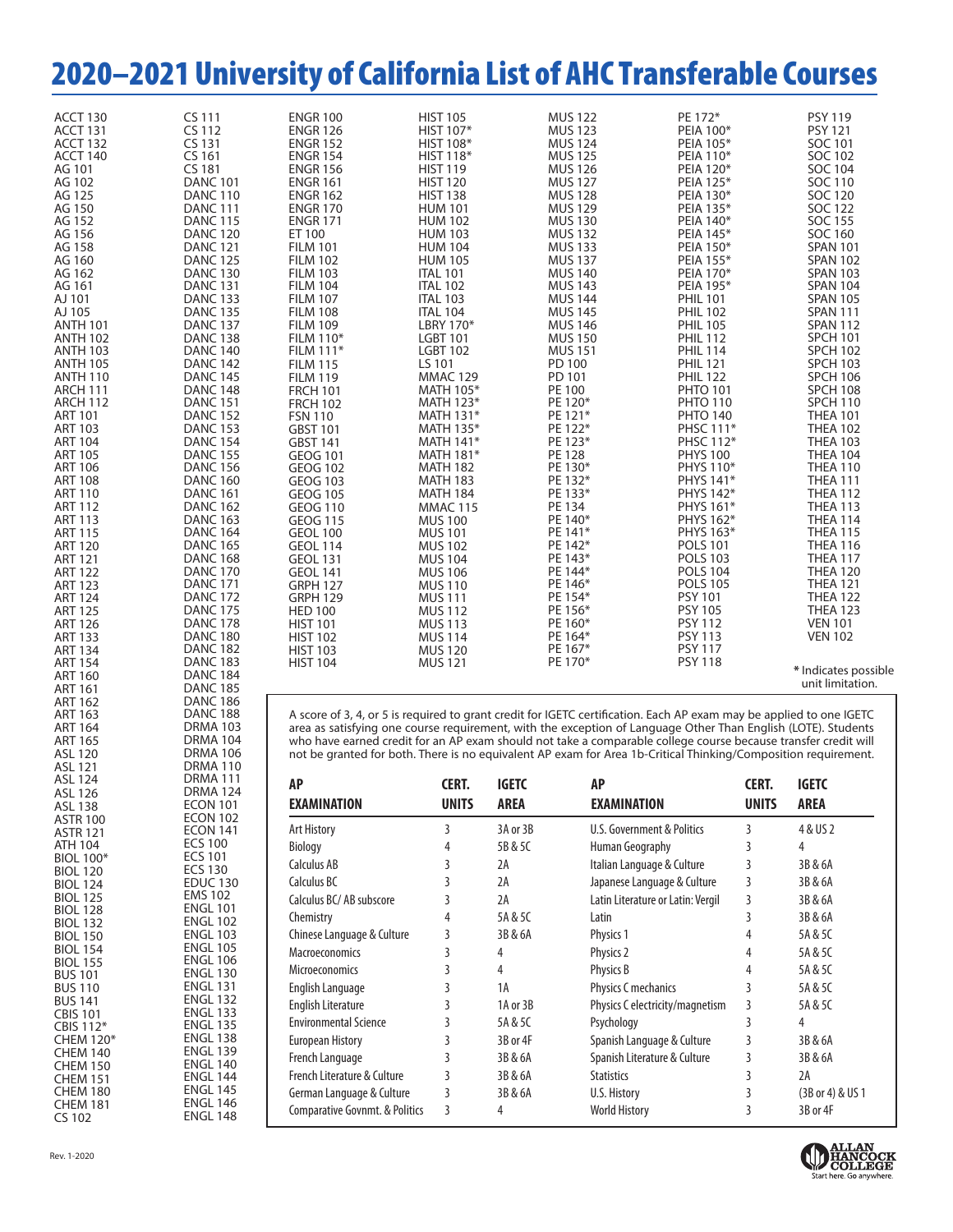# 2020–2021 University of California List of AHC Transferable Courses

ACCT 130
ACCT 131
ACCT 132
ACCT 140
AG 101
AG 102
AG 125
AG 150
AG 152
AG 156
AG 158
AG 160
AG 162
AG 161
AJ 101
AJ 105
ANTH 101
ANTH 102
ANTH 103
ANTH 105
ANTH 110
ARCH 111
ARCH 112
ART 101
ART 103
ART 104
ART 105
ART 106
ART 108
ART 110
ART 112
ART 113
ART 115
ART 120
ART 121
ART 122
ART 123
ART 124
ART 125
ART 126
ART 133
ART 134
ART 154
ART 160
ART 161
ART 162
ART 163
ART 164
ART 165
ASL 120
ASL 121
ASL 124
ASL 126
ASL 138
ASTR 100
ASTR 121
ATH 104
BIOL 100*
BIOL 120
BIOL 124
BIOL 125
BIOL 128
BIOL 132
BIOL 150
BIOL 154
BIOL 155
BUS 101
BUS 110
BUS 141
CBIS 101
CBIS 112*
CHEM 120*
CHEM 140
CHEM 150
CHEM 151
CHEM 180
CHEM 181
CS 102
CS 111
CS 112
CS 131
CS 161
CS 181
DANC 101
DANC 110
DANC 111
DANC 115
DANC 120
DANC 121
DANC 125
DANC 130
DANC 131
DANC 133
DANC 135
DANC 137
DANC 138
DANC 140
DANC 142
DANC 145
DANC 148
DANC 151
DANC 152
DANC 153
DANC 154
DANC 155
DANC 156
DANC 160
DANC 161
DANC 162
DANC 163
DANC 164
DANC 165
DANC 168
DANC 170
DANC 171
DANC 172
DANC 175
DANC 178
DANC 180
DANC 182
DANC 183
DANC 184
DANC 185
DANC 186
DANC 188
DRMA 103
DRMA 104
DRMA 106
DRMA 110
DRMA 111
DRMA 124
ECON 101
ECON 102
ECON 141
ECS 100
ECS 101
ECS 130
EDUC 130
EMS 102
ENGL 101
ENGL 102
ENGL 103
ENGL 105
ENGL 106
ENGL 130
ENGL 131
ENGL 132
ENGL 133
ENGL 135
ENGL 138
ENGL 139
ENGL 140
ENGL 144
ENGL 145
ENGL 146
ENGL 148
ENGR 100
ENGR 126
ENGR 152
ENGR 154
ENGR 156
ENGR 161
ENGR 162
ENGR 170
ENGR 171
ET 100
FILM 101
FILM 102
FILM 103
FILM 104
FILM 107
FILM 108
FILM 109
FILM 110*
FILM 111*
FILM 115
FILM 119
FRCH 101
FRCH 102
FSN 110
GBST 101
GBST 141
GEOG 101
GEOG 102
GEOG 103
GEOG 105
GEOG 110
GEOG 115
GEOL 100
GEOL 101
GEOL 114
GEOL 131
GEOL 141
GRPH 127
GRPH 129
HED 100
HIST 101
HIST 102
HIST 103
HIST 104
HIST 105
HIST 107*
HIST 108*
HIST 118*
HIST 119
HIST 120
HIST 138
HUM 101
HUM 102
HUM 103
HUM 104
HUM 105
ITAL 101
ITAL 102
ITAL 103
ITAL 104
LBRY 170*
LGBT 101
LGBT 102
LS 101
MMAC 129
MATH 105*
MATH 123*
MATH 131*
MATH 135*
MATH 141*
MATH 181*
MATH 182
MATH 183
MATH 184
MMAC 115
MUS 100
MUS 101
MUS 102
MUS 104
MUS 106
MUS 110
MUS 111
MUS 112
MUS 113
MUS 114
MUS 120
MUS 121
MUS 122
MUS 123
MUS 124
MUS 125
MUS 126
MUS 127
MUS 128
MUS 129
MUS 130
MUS 132
MUS 133
MUS 137
MUS 140
MUS 143
MUS 144
MUS 145
MUS 146
MUS 150
MUS 151
PD 100
PD 101
PE 100
PE 120*
PE 121*
PE 122*
PE 123*
PE 128
PE 130*
PE 132*
PE 133*
PE 134
PE 140*
PE 141*
PE 142*
PE 143*
PE 144*
PE 146*
PE 154*
PE 156*
PE 160*
PE 164*
PE 167*
PE 170*
PE 172*
PEIA 100*
PEIA 105*
PEIA 110*
PEIA 120*
PEIA 125*
PEIA 130*
PEIA 135*
PEIA 140*
PEIA 145*
PEIA 150*
PEIA 155*
PEIA 170*
PEIA 195*
PHIL 101
PHIL 102
PHIL 105
PHIL 112
PHIL 114
PHIL 121
PHIL 122
PHTO 101
PHTO 110
PHTO 140
PHSC 111*
PHSC 112*
PHYS 100
PHYS 110*
PHYS 141*
PHYS 142*
PHYS 161*
PHYS 162*
PHYS 163*
POLS 101
POLS 103
POLS 104
POLS 105
PSY 101
PSY 105
PSY 112
PSY 113
PSY 117
PSY 118
PSY 119
PSY 121
SOC 101
SOC 102
SOC 104
SOC 110
SOC 120
SOC 122
SOC 155
SOC 160
SPAN 101
SPAN 102
SPAN 103
SPAN 104
SPAN 105
SPAN 111
SPAN 112
SPCH 101
SPCH 102
SPCH 103
SPCH 106
SPCH 108
SPCH 110
THEA 101
THEA 102
THEA 103
THEA 104
THEA 110
THEA 111
THEA 112
THEA 113
THEA 114
THEA 115
THEA 116
THEA 117
THEA 120
THEA 121
THEA 122
THEA 123
VEN 101
VEN 102

* Indicates possible unit limitation.

A score of 3, 4, or 5 is required to grant credit for IGETC certification. Each AP exam may be applied to one IGETC area as satisfying one course requirement, with the exception of Language Other Than English (LOTE). Students who have earned credit for an AP exam should not take a comparable college course because transfer credit will not be granted for both. There is no equivalent AP exam for Area 1b-Critical Thinking/Composition requirement.

| AP EXAMINATION | CERT. UNITS | IGETC AREA | AP EXAMINATION | CERT. UNITS | IGETC AREA |
|---|---|---|---|---|---|
| Art History | 3 | 3A or 3B | U.S. Government & Politics | 3 | 4 & US 2 |
| Biology | 4 | 5B & 5C | Human Geography | 3 | 4 |
| Calculus AB | 3 | 2A | Italian Language & Culture | 3 | 3B & 6A |
| Calculus BC | 3 | 2A | Japanese Language & Culture | 3 | 3B & 6A |
| Calculus BC/ AB subscore | 3 | 2A | Latin Literature or Latin: Vergil | 3 | 3B & 6A |
| Chemistry | 4 | 5A & 5C | Latin | 3 | 3B & 6A |
| Chinese Language & Culture | 3 | 3B & 6A | Physics 1 | 4 | 5A & 5C |
| Macroeconomics | 3 | 4 | Physics 2 | 4 | 5A & 5C |
| Microeconomics | 3 | 4 | Physics B | 4 | 5A & 5C |
| English Language | 3 | 1A | Physics C mechanics | 3 | 5A & 5C |
| English Literature | 3 | 1A or 3B | Physics C electricity/magnetism | 3 | 5A & 5C |
| Environmental Science | 3 | 5A & 5C | Psychology | 3 | 4 |
| European History | 3 | 3B or 4F | Spanish Language & Culture | 3 | 3B & 6A |
| French Language | 3 | 3B & 6A | Spanish Literature & Culture | 3 | 3B & 6A |
| French Literature & Culture | 3 | 3B & 6A | Statistics | 3 | 2A |
| German Language & Culture | 3 | 3B & 6A | U.S. History | 3 | (3B or 4) & US 1 |
| Comparative Govnmt. & Politics | 3 | 4 | World History | 3 | 3B or 4F |

Rev. 1-2020